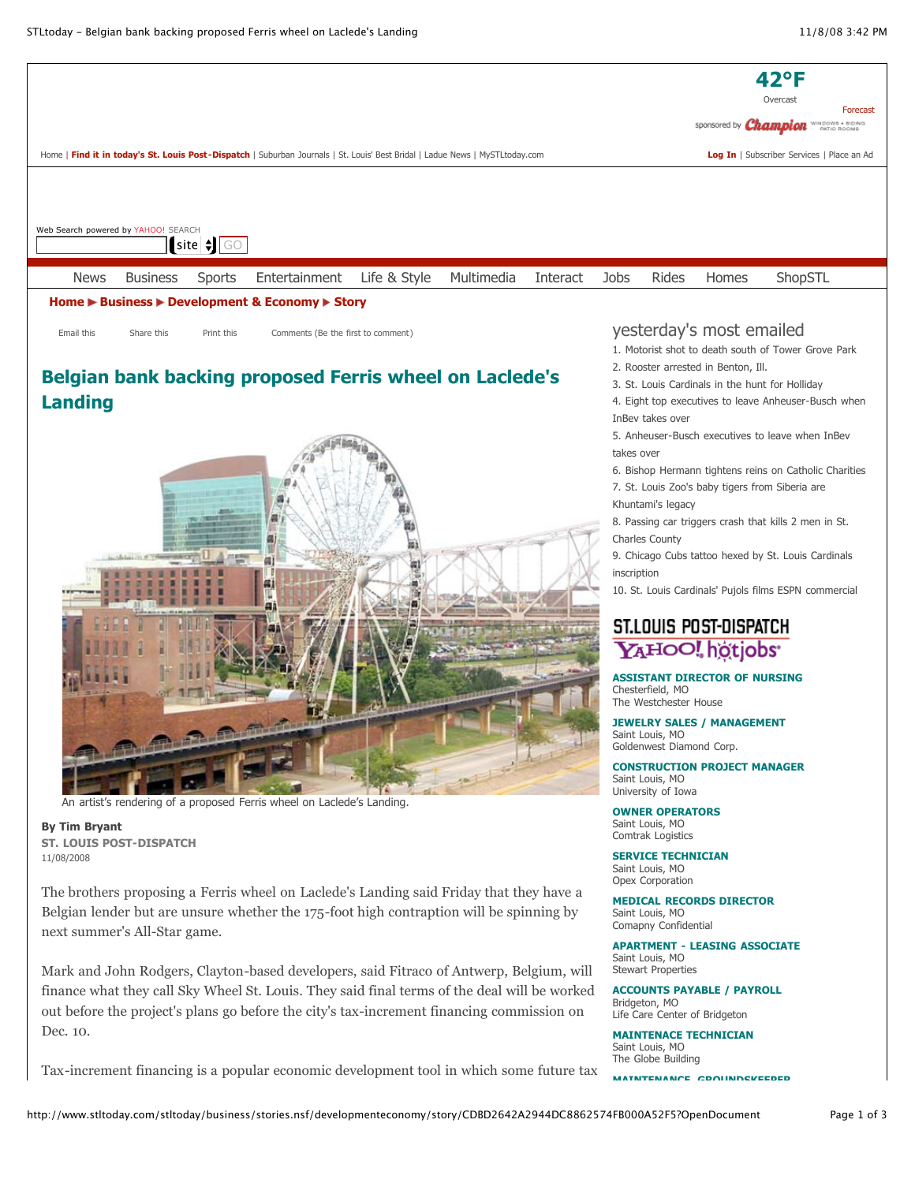42°F

Overcast

Forecast

sponsored by Champion

Home | **Find it in today's St. Louis Post-Dispatch** | Suburban Journals | St. Louis' Best Bridal | Ladue News | MySTLtoday.com

**Log In** | Subscriber Services | Place an Ad

Web Search powered by YAHOO! SEARCH

News | Business | Sports | Entertainment | Life & Style | Multimedia | Interact | Jobs | Rides | Homes | ShopSTL

**Home ▶ Business ▶ Development & Economy ▶ Story**

Email this | Share this | Print this | Comments (Be the first to comment)

# Belgian bank backing proposed Ferris wheel on Laclede's Landing

An artist's rendering of a proposed Ferris wheel on Laclede's Landing.

**By Tim Bryant**
**ST. LOUIS POST-DISPATCH**
11/08/2008

The brothers proposing a Ferris wheel on Laclede's Landing said Friday that they have a Belgian lender but are unsure whether the 175-foot high contraption will be spinning by next summer's All-Star game.

Mark and John Rodgers, Clayton-based developers, said Fitraco of Antwerp, Belgium, will finance what they call Sky Wheel St. Louis. They said final terms of the deal will be worked out before the project's plans go before the city's tax-increment financing commission on Dec. 10.

Tax-increment financing is a popular economic development tool in which some future tax

## yesterday's most emailed

1. Motorist shot to death south of Tower Grove Park
2. Rooster arrested in Benton, Ill.
3. St. Louis Cardinals in the hunt for Holliday
4. Eight top executives to leave Anheuser-Busch when InBev takes over
5. Anheuser-Busch executives to leave when InBev takes over
6. Bishop Hermann tightens reins on Catholic Charities
7. St. Louis Zoo's baby tigers from Siberia are Khuntami's legacy
8. Passing car triggers crash that kills 2 men in St. Charles County
9. Chicago Cubs tattoo hexed by St. Louis Cardinals inscription
10. St. Louis Cardinals' Pujols films ESPN commercial

ST.LOUIS POST-DISPATCH YAHOO! hotjobs

**ASSISTANT DIRECTOR OF NURSING**
Chesterfield, MO
The Westchester House

**JEWELRY SALES / MANAGEMENT**
Saint Louis, MO
Goldenwest Diamond Corp.

**CONSTRUCTION PROJECT MANAGER**
Saint Louis, MO
University of Iowa

**OWNER OPERATORS**
Saint Louis, MO
Comtrak Logistics

**SERVICE TECHNICIAN**
Saint Louis, MO
Opex Corporation

**MEDICAL RECORDS DIRECTOR**
Saint Louis, MO
Comapny Confidential

**APARTMENT - LEASING ASSOCIATE**
Saint Louis, MO
Stewart Properties

**ACCOUNTS PAYABLE / PAYROLL**
Bridgeton, MO
Life Care Center of Bridgeton

**MAINTENACE TECHNICIAN**
Saint Louis, MO
The Globe Building

**MAINTENANCE GROUNDSKEEPER**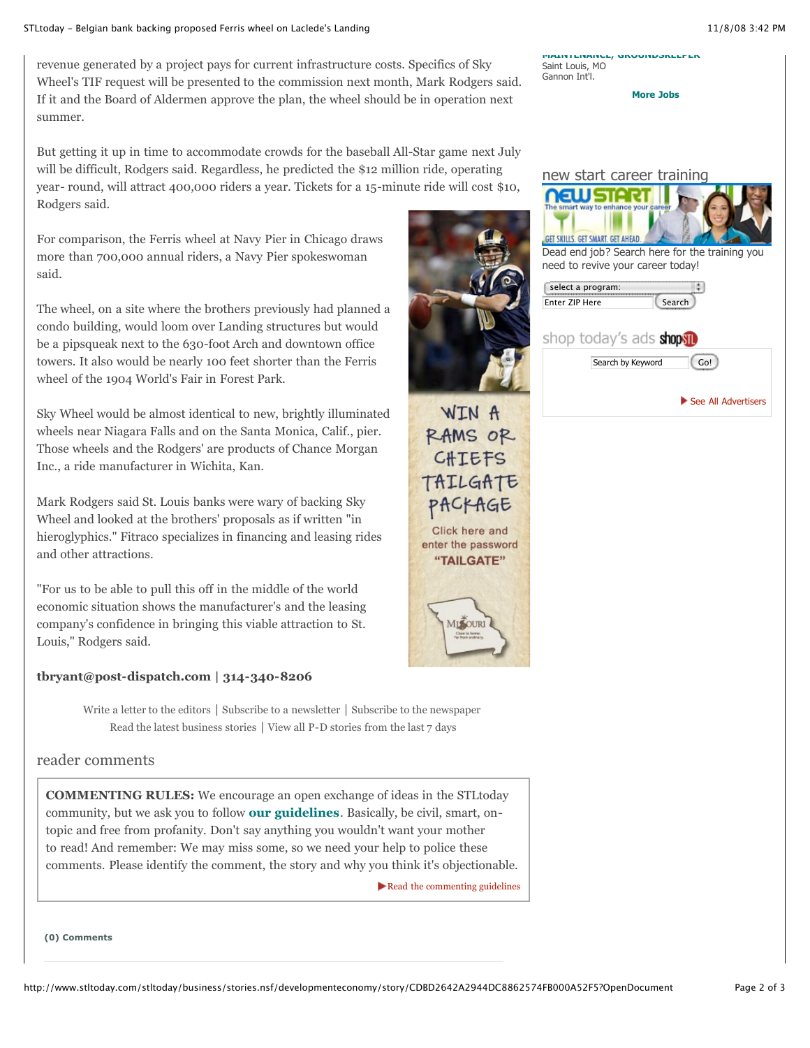revenue generated by a project pays for current infrastructure costs. Specifics of Sky Wheel's TIF request will be presented to the commission next month, Mark Rodgers said. If it and the Board of Aldermen approve the plan, the wheel should be in operation next summer.

But getting it up in time to accommodate crowds for the baseball All-Star game next July will be difficult, Rodgers said. Regardless, he predicted the $12 million ride, operating year- round, will attract 400,000 riders a year. Tickets for a 15-minute ride will cost $10, Rodgers said.

For comparison, the Ferris wheel at Navy Pier in Chicago draws more than 700,000 annual riders, a Navy Pier spokeswoman said.

The wheel, on a site where the brothers previously had planned a condo building, would loom over Landing structures but would be a pipsqueak next to the 630-foot Arch and downtown office towers. It also would be nearly 100 feet shorter than the Ferris wheel of the 1904 World's Fair in Forest Park.

Sky Wheel would be almost identical to new, brightly illuminated wheels near Niagara Falls and on the Santa Monica, Calif., pier. Those wheels and the Rodgers' are products of Chance Morgan Inc., a ride manufacturer in Wichita, Kan.

Mark Rodgers said St. Louis banks were wary of backing Sky Wheel and looked at the brothers' proposals as if written "in hieroglyphics." Fitraco specializes in financing and leasing rides and other attractions.

"For us to be able to pull this off in the middle of the world economic situation shows the manufacturer's and the leasing company's confidence in bringing this viable attraction to St. Louis," Rodgers said.

**tbryant@post-dispatch.com | 314-340-8206**

Write a letter to the editors | Subscribe to a newsletter | Subscribe to the newspaper
Read the latest business stories | View all P-D stories from the last 7 days

## reader comments

**COMMENTING RULES:** We encourage an open exchange of ideas in the STLtoday community, but we ask you to follow **our guidelines**. Basically, be civil, smart, on-topic and free from profanity. Don't say anything you wouldn't want your mother to read! And remember: We may miss some, so we need your help to police these comments. Please identify the comment, the story and why you think it's objectionable.

Read the commenting guidelines

**(0) Comments**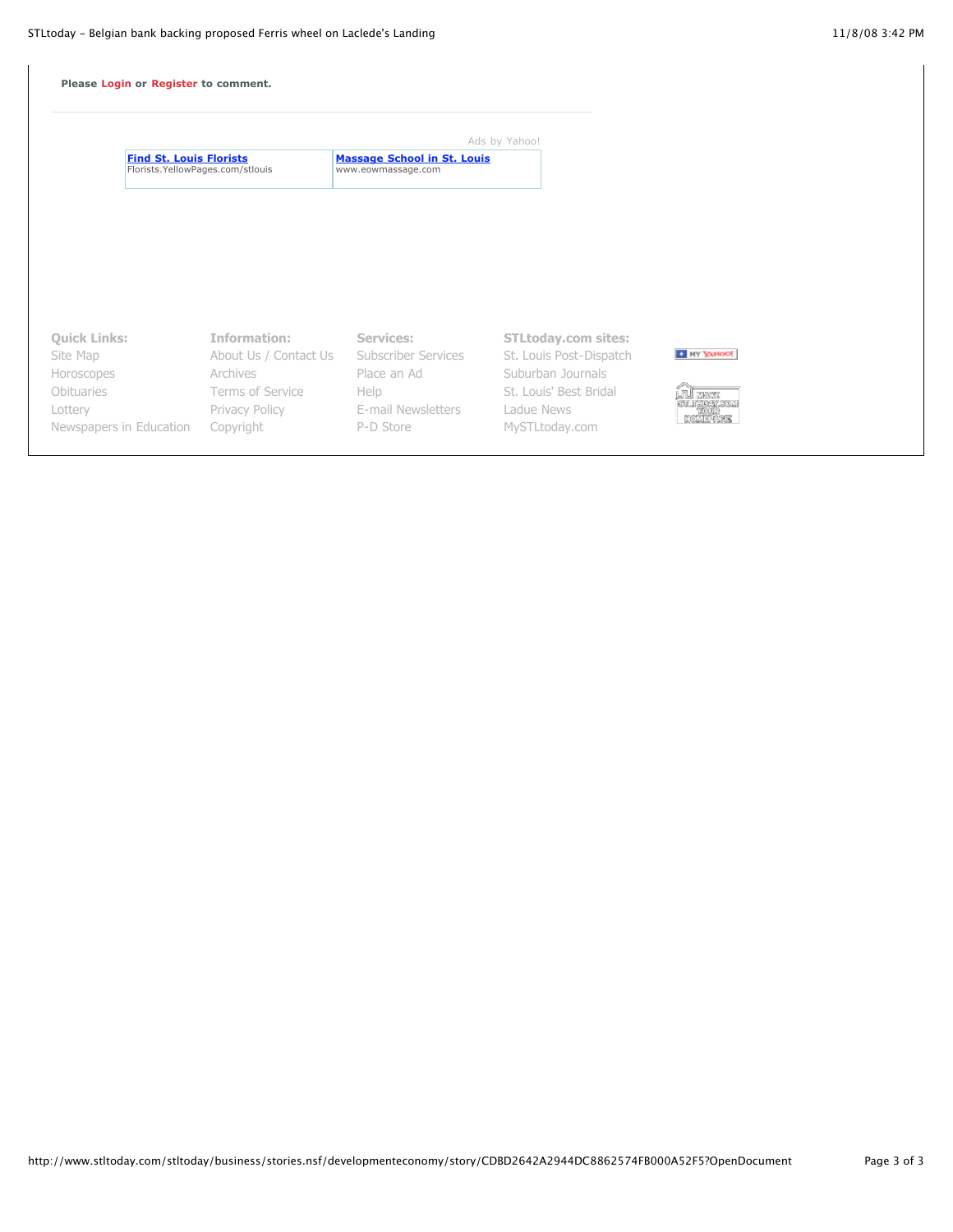Please **Login** or **Register** to comment.

Ads by Yahoo!

| | |
|---|---|
| **Find St. Louis Florists** Florists.YellowPages.com/stlouis | **Massage School in St. Louis** www.eowmassage.com |

**Quick Links:**
Site Map
Horoscopes
Obituaries
Lottery
Newspapers in Education

**Information:**
About Us / Contact Us
Archives
Terms of Service
Privacy Policy
Copyright

**Services:**
Subscriber Services
Place an Ad
Help
E-mail Newsletters
P-D Store

**STLtoday.com sites:**
St. Louis Post-Dispatch
Suburban Journals
St. Louis' Best Bridal
Ladue News
MySTLtoday.com

MY YAHOO!

MAKE STLTODAY.COM YOUR HOMEPAGE